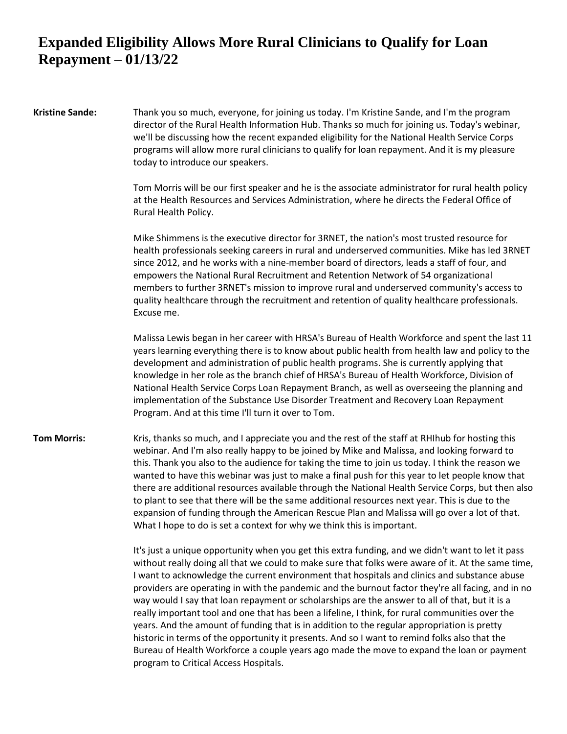# Expanded Eligibility Allows More Rural Clinicians to Qualify for Loan Repayment – 01/13/22

**Kristine Sande:** Thank you so much, everyone, for joining us today. I'm Kristine Sande, and I'm the program director of the Rural Health Information Hub. Thanks so much for joining us. Today's webinar, we'll be discussing how the recent expanded eligibility for the National Health Service Corps programs will allow more rural clinicians to qualify for loan repayment. And it is my pleasure today to introduce our speakers.

Tom Morris will be our first speaker and he is the associate administrator for rural health policy at the Health Resources and Services Administration, where he directs the Federal Office of Rural Health Policy.

Mike Shimmens is the executive director for 3RNET, the nation's most trusted resource for health professionals seeking careers in rural and underserved communities. Mike has led 3RNET since 2012, and he works with a nine-member board of directors, leads a staff of four, and empowers the National Rural Recruitment and Retention Network of 54 organizational members to further 3RNET's mission to improve rural and underserved community's access to quality healthcare through the recruitment and retention of quality healthcare professionals. Excuse me.

Malissa Lewis began in her career with HRSA's Bureau of Health Workforce and spent the last 11 years learning everything there is to know about public health from health law and policy to the development and administration of public health programs. She is currently applying that knowledge in her role as the branch chief of HRSA's Bureau of Health Workforce, Division of National Health Service Corps Loan Repayment Branch, as well as overseeing the planning and implementation of the Substance Use Disorder Treatment and Recovery Loan Repayment Program. And at this time I'll turn it over to Tom.

**Tom Morris:** Kris, thanks so much, and I appreciate you and the rest of the staff at RHIhub for hosting this webinar. And I'm also really happy to be joined by Mike and Malissa, and looking forward to this. Thank you also to the audience for taking the time to join us today. I think the reason we wanted to have this webinar was just to make a final push for this year to let people know that there are additional resources available through the National Health Service Corps, but then also to plant to see that there will be the same additional resources next year. This is due to the expansion of funding through the American Rescue Plan and Malissa will go over a lot of that. What I hope to do is set a context for why we think this is important.

It's just a unique opportunity when you get this extra funding, and we didn't want to let it pass without really doing all that we could to make sure that folks were aware of it. At the same time, I want to acknowledge the current environment that hospitals and clinics and substance abuse providers are operating in with the pandemic and the burnout factor they're all facing, and in no way would I say that loan repayment or scholarships are the answer to all of that, but it is a really important tool and one that has been a lifeline, I think, for rural communities over the years. And the amount of funding that is in addition to the regular appropriation is pretty historic in terms of the opportunity it presents. And so I want to remind folks also that the Bureau of Health Workforce a couple years ago made the move to expand the loan or payment program to Critical Access Hospitals.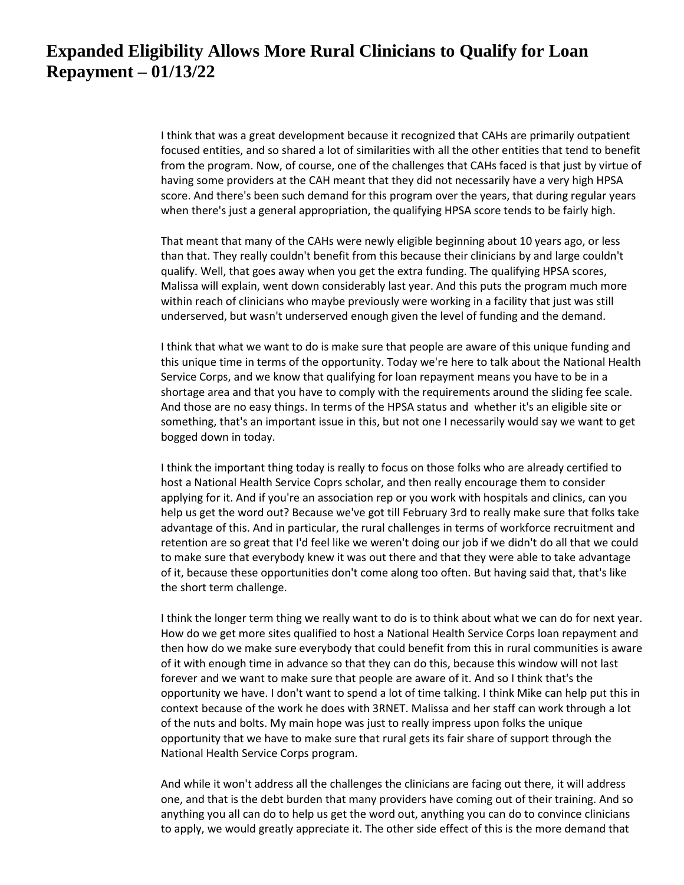# Expanded Eligibility Allows More Rural Clinicians to Qualify for Loan Repayment – 01/13/22

I think that was a great development because it recognized that CAHs are primarily outpatient focused entities, and so shared a lot of similarities with all the other entities that tend to benefit from the program. Now, of course, one of the challenges that CAHs faced is that just by virtue of having some providers at the CAH meant that they did not necessarily have a very high HPSA score. And there's been such demand for this program over the years, that during regular years when there's just a general appropriation, the qualifying HPSA score tends to be fairly high.

That meant that many of the CAHs were newly eligible beginning about 10 years ago, or less than that. They really couldn't benefit from this because their clinicians by and large couldn't qualify. Well, that goes away when you get the extra funding. The qualifying HPSA scores, Malissa will explain, went down considerably last year. And this puts the program much more within reach of clinicians who maybe previously were working in a facility that just was still underserved, but wasn't underserved enough given the level of funding and the demand.

I think that what we want to do is make sure that people are aware of this unique funding and this unique time in terms of the opportunity. Today we're here to talk about the National Health Service Corps, and we know that qualifying for loan repayment means you have to be in a shortage area and that you have to comply with the requirements around the sliding fee scale. And those are no easy things. In terms of the HPSA status and whether it's an eligible site or something, that's an important issue in this, but not one I necessarily would say we want to get bogged down in today.

I think the important thing today is really to focus on those folks who are already certified to host a National Health Service Coprs scholar, and then really encourage them to consider applying for it. And if you're an association rep or you work with hospitals and clinics, can you help us get the word out? Because we've got till February 3rd to really make sure that folks take advantage of this. And in particular, the rural challenges in terms of workforce recruitment and retention are so great that I'd feel like we weren't doing our job if we didn't do all that we could to make sure that everybody knew it was out there and that they were able to take advantage of it, because these opportunities don't come along too often. But having said that, that's like the short term challenge.

I think the longer term thing we really want to do is to think about what we can do for next year. How do we get more sites qualified to host a National Health Service Corps loan repayment and then how do we make sure everybody that could benefit from this in rural communities is aware of it with enough time in advance so that they can do this, because this window will not last forever and we want to make sure that people are aware of it. And so I think that's the opportunity we have. I don't want to spend a lot of time talking. I think Mike can help put this in context because of the work he does with 3RNET. Malissa and her staff can work through a lot of the nuts and bolts. My main hope was just to really impress upon folks the unique opportunity that we have to make sure that rural gets its fair share of support through the National Health Service Corps program.

And while it won't address all the challenges the clinicians are facing out there, it will address one, and that is the debt burden that many providers have coming out of their training. And so anything you all can do to help us get the word out, anything you can do to convince clinicians to apply, we would greatly appreciate it. The other side effect of this is the more demand that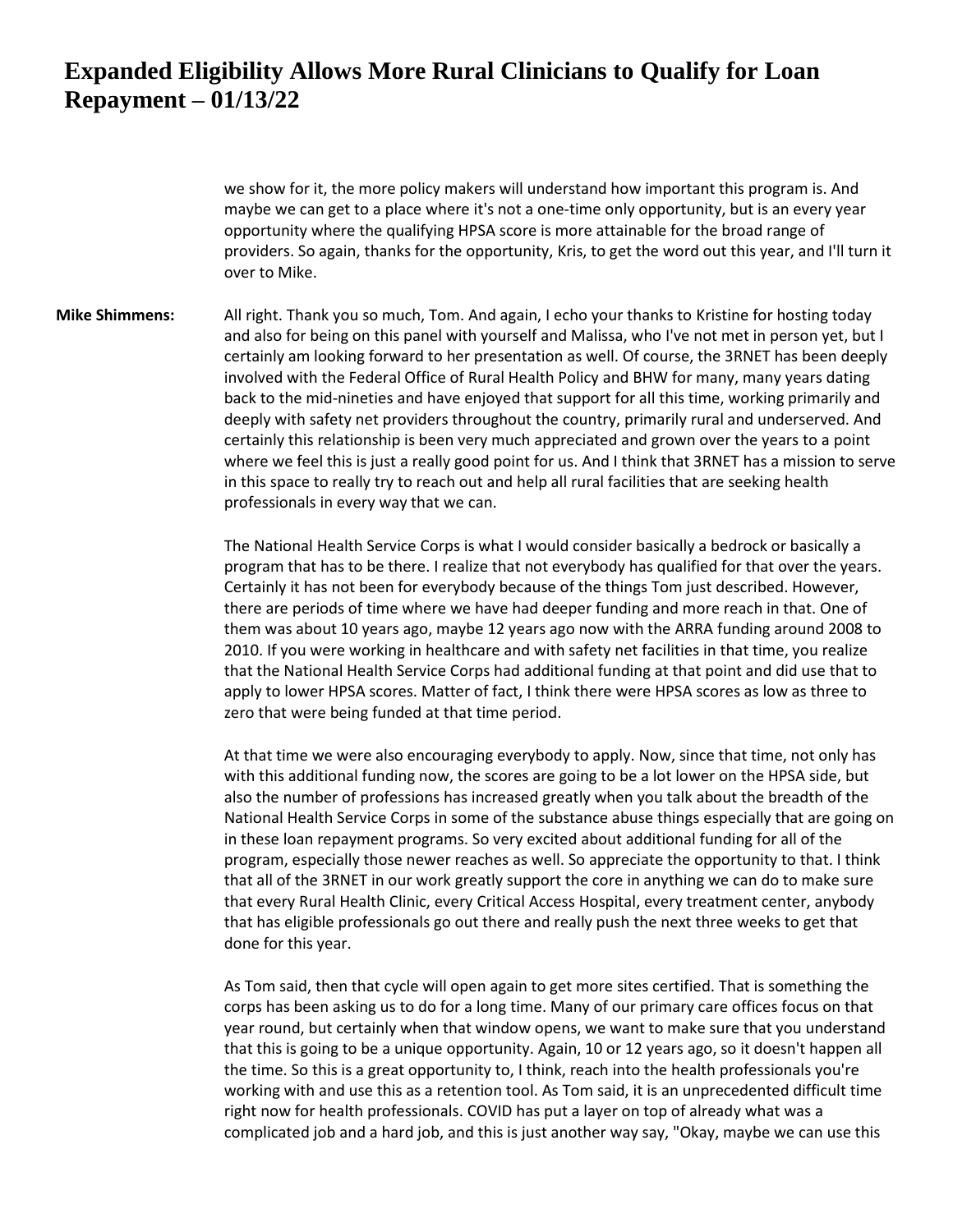we show for it, the more policy makers will understand how important this program is. And maybe we can get to a place where it's not a one-time only opportunity, but is an every year opportunity where the qualifying HPSA score is more attainable for the broad range of providers. So again, thanks for the opportunity, Kris, to get the word out this year, and I'll turn it over to Mike.

**Mike Shimmens:** All right. Thank you so much, Tom. And again, I echo your thanks to Kristine for hosting today and also for being on this panel with yourself and Malissa, who I've not met in person yet, but I certainly am looking forward to her presentation as well. Of course, the 3RNET has been deeply involved with the Federal Office of Rural Health Policy and BHW for many, many years dating back to the mid-nineties and have enjoyed that support for all this time, working primarily and deeply with safety net providers throughout the country, primarily rural and underserved. And certainly this relationship is been very much appreciated and grown over the years to a point where we feel this is just a really good point for us. And I think that 3RNET has a mission to serve in this space to really try to reach out and help all rural facilities that are seeking health professionals in every way that we can.

The National Health Service Corps is what I would consider basically a bedrock or basically a program that has to be there. I realize that not everybody has qualified for that over the years. Certainly it has not been for everybody because of the things Tom just described. However, there are periods of time where we have had deeper funding and more reach in that. One of them was about 10 years ago, maybe 12 years ago now with the ARRA funding around 2008 to 2010. If you were working in healthcare and with safety net facilities in that time, you realize that the National Health Service Corps had additional funding at that point and did use that to apply to lower HPSA scores. Matter of fact, I think there were HPSA scores as low as three to zero that were being funded at that time period.

At that time we were also encouraging everybody to apply. Now, since that time, not only has with this additional funding now, the scores are going to be a lot lower on the HPSA side, but also the number of professions has increased greatly when you talk about the breadth of the National Health Service Corps in some of the substance abuse things especially that are going on in these loan repayment programs. So very excited about additional funding for all of the program, especially those newer reaches as well. So appreciate the opportunity to that. I think that all of the 3RNET in our work greatly support the core in anything we can do to make sure that every Rural Health Clinic, every Critical Access Hospital, every treatment center, anybody that has eligible professionals go out there and really push the next three weeks to get that done for this year.

As Tom said, then that cycle will open again to get more sites certified. That is something the corps has been asking us to do for a long time. Many of our primary care offices focus on that year round, but certainly when that window opens, we want to make sure that you understand that this is going to be a unique opportunity. Again, 10 or 12 years ago, so it doesn't happen all the time. So this is a great opportunity to, I think, reach into the health professionals you're working with and use this as a retention tool. As Tom said, it is an unprecedented difficult time right now for health professionals. COVID has put a layer on top of already what was a complicated job and a hard job, and this is just another way say, "Okay, maybe we can use this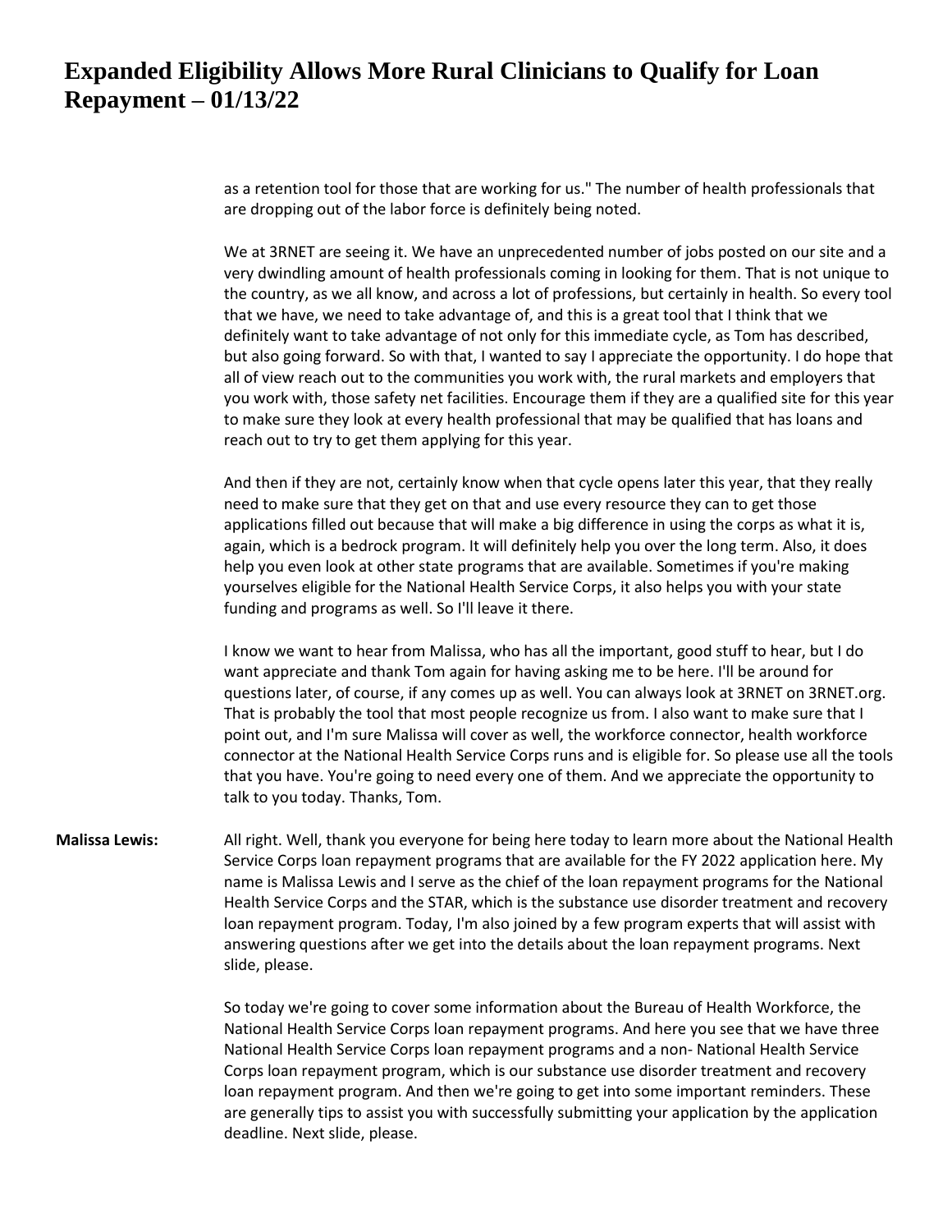as a retention tool for those that are working for us." The number of health professionals that are dropping out of the labor force is definitely being noted.

We at 3RNET are seeing it. We have an unprecedented number of jobs posted on our site and a very dwindling amount of health professionals coming in looking for them. That is not unique to the country, as we all know, and across a lot of professions, but certainly in health. So every tool that we have, we need to take advantage of, and this is a great tool that I think that we definitely want to take advantage of not only for this immediate cycle, as Tom has described, but also going forward. So with that, I wanted to say I appreciate the opportunity. I do hope that all of view reach out to the communities you work with, the rural markets and employers that you work with, those safety net facilities. Encourage them if they are a qualified site for this year to make sure they look at every health professional that may be qualified that has loans and reach out to try to get them applying for this year.

And then if they are not, certainly know when that cycle opens later this year, that they really need to make sure that they get on that and use every resource they can to get those applications filled out because that will make a big difference in using the corps as what it is, again, which is a bedrock program. It will definitely help you over the long term. Also, it does help you even look at other state programs that are available. Sometimes if you're making yourselves eligible for the National Health Service Corps, it also helps you with your state funding and programs as well. So I'll leave it there.

I know we want to hear from Malissa, who has all the important, good stuff to hear, but I do want appreciate and thank Tom again for having asking me to be here. I'll be around for questions later, of course, if any comes up as well. You can always look at 3RNET on 3RNET.org. That is probably the tool that most people recognize us from. I also want to make sure that I point out, and I'm sure Malissa will cover as well, the workforce connector, health workforce connector at the National Health Service Corps runs and is eligible for. So please use all the tools that you have. You're going to need every one of them. And we appreciate the opportunity to talk to you today. Thanks, Tom.

**Malissa Lewis:** All right. Well, thank you everyone for being here today to learn more about the National Health Service Corps loan repayment programs that are available for the FY 2022 application here. My name is Malissa Lewis and I serve as the chief of the loan repayment programs for the National Health Service Corps and the STAR, which is the substance use disorder treatment and recovery loan repayment program. Today, I'm also joined by a few program experts that will assist with answering questions after we get into the details about the loan repayment programs. Next slide, please.

So today we're going to cover some information about the Bureau of Health Workforce, the National Health Service Corps loan repayment programs. And here you see that we have three National Health Service Corps loan repayment programs and a non- National Health Service Corps loan repayment program, which is our substance use disorder treatment and recovery loan repayment program. And then we're going to get into some important reminders. These are generally tips to assist you with successfully submitting your application by the application deadline. Next slide, please.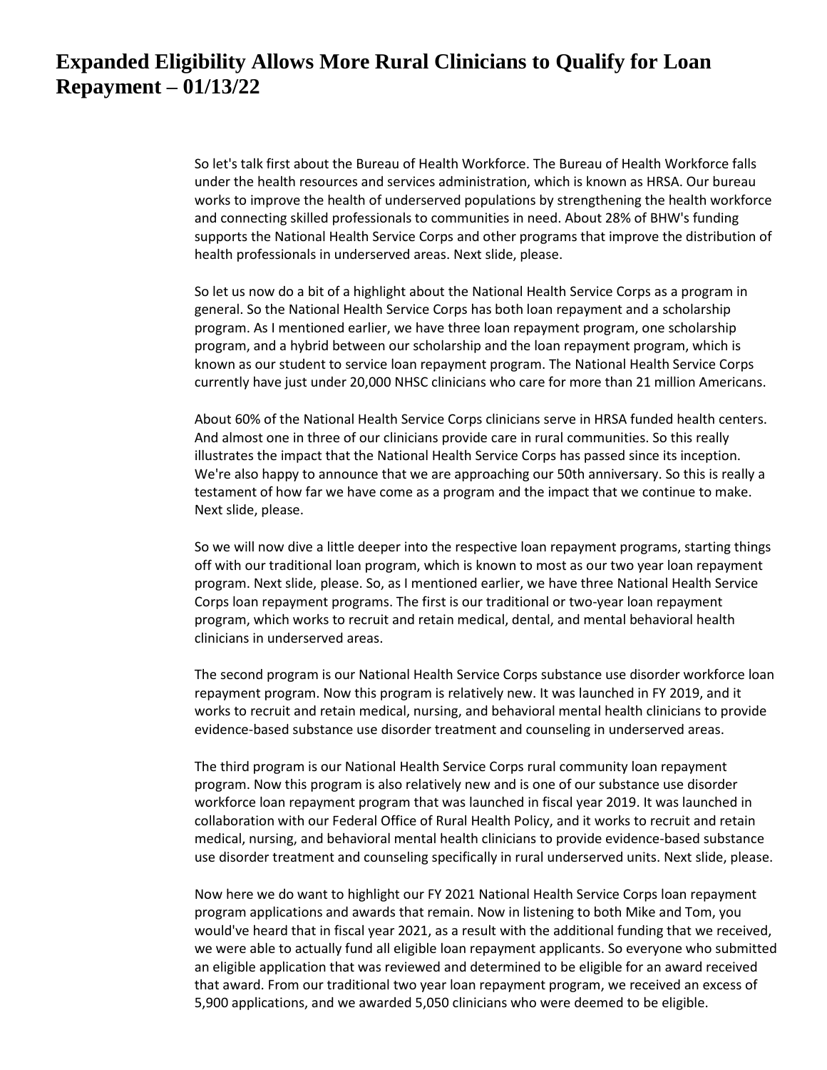# Expanded Eligibility Allows More Rural Clinicians to Qualify for Loan Repayment – 01/13/22

So let's talk first about the Bureau of Health Workforce. The Bureau of Health Workforce falls under the health resources and services administration, which is known as HRSA. Our bureau works to improve the health of underserved populations by strengthening the health workforce and connecting skilled professionals to communities in need. About 28% of BHW's funding supports the National Health Service Corps and other programs that improve the distribution of health professionals in underserved areas. Next slide, please.

So let us now do a bit of a highlight about the National Health Service Corps as a program in general. So the National Health Service Corps has both loan repayment and a scholarship program. As I mentioned earlier, we have three loan repayment program, one scholarship program, and a hybrid between our scholarship and the loan repayment program, which is known as our student to service loan repayment program. The National Health Service Corps currently have just under 20,000 NHSC clinicians who care for more than 21 million Americans.

About 60% of the National Health Service Corps clinicians serve in HRSA funded health centers. And almost one in three of our clinicians provide care in rural communities. So this really illustrates the impact that the National Health Service Corps has passed since its inception. We're also happy to announce that we are approaching our 50th anniversary. So this is really a testament of how far we have come as a program and the impact that we continue to make. Next slide, please.

So we will now dive a little deeper into the respective loan repayment programs, starting things off with our traditional loan program, which is known to most as our two year loan repayment program. Next slide, please. So, as I mentioned earlier, we have three National Health Service Corps loan repayment programs. The first is our traditional or two-year loan repayment program, which works to recruit and retain medical, dental, and mental behavioral health clinicians in underserved areas.

The second program is our National Health Service Corps substance use disorder workforce loan repayment program. Now this program is relatively new. It was launched in FY 2019, and it works to recruit and retain medical, nursing, and behavioral mental health clinicians to provide evidence-based substance use disorder treatment and counseling in underserved areas.

The third program is our National Health Service Corps rural community loan repayment program. Now this program is also relatively new and is one of our substance use disorder workforce loan repayment program that was launched in fiscal year 2019. It was launched in collaboration with our Federal Office of Rural Health Policy, and it works to recruit and retain medical, nursing, and behavioral mental health clinicians to provide evidence-based substance use disorder treatment and counseling specifically in rural underserved units. Next slide, please.

Now here we do want to highlight our FY 2021 National Health Service Corps loan repayment program applications and awards that remain. Now in listening to both Mike and Tom, you would've heard that in fiscal year 2021, as a result with the additional funding that we received, we were able to actually fund all eligible loan repayment applicants. So everyone who submitted an eligible application that was reviewed and determined to be eligible for an award received that award. From our traditional two year loan repayment program, we received an excess of 5,900 applications, and we awarded 5,050 clinicians who were deemed to be eligible.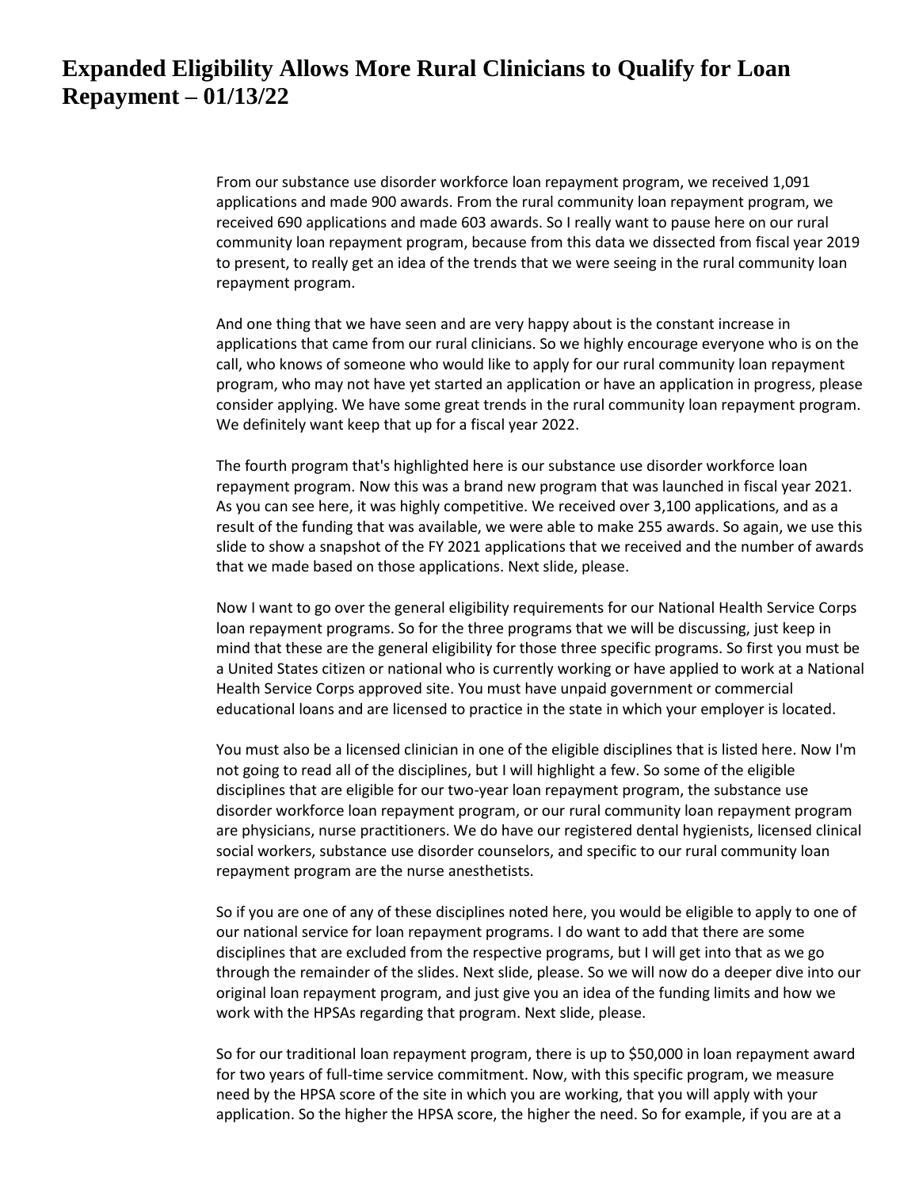# Expanded Eligibility Allows More Rural Clinicians to Qualify for Loan Repayment – 01/13/22

From our substance use disorder workforce loan repayment program, we received 1,091 applications and made 900 awards. From the rural community loan repayment program, we received 690 applications and made 603 awards. So I really want to pause here on our rural community loan repayment program, because from this data we dissected from fiscal year 2019 to present, to really get an idea of the trends that we were seeing in the rural community loan repayment program.

And one thing that we have seen and are very happy about is the constant increase in applications that came from our rural clinicians. So we highly encourage everyone who is on the call, who knows of someone who would like to apply for our rural community loan repayment program, who may not have yet started an application or have an application in progress, please consider applying. We have some great trends in the rural community loan repayment program. We definitely want keep that up for a fiscal year 2022.

The fourth program that's highlighted here is our substance use disorder workforce loan repayment program. Now this was a brand new program that was launched in fiscal year 2021. As you can see here, it was highly competitive. We received over 3,100 applications, and as a result of the funding that was available, we were able to make 255 awards. So again, we use this slide to show a snapshot of the FY 2021 applications that we received and the number of awards that we made based on those applications. Next slide, please.

Now I want to go over the general eligibility requirements for our National Health Service Corps loan repayment programs. So for the three programs that we will be discussing, just keep in mind that these are the general eligibility for those three specific programs. So first you must be a United States citizen or national who is currently working or have applied to work at a National Health Service Corps approved site. You must have unpaid government or commercial educational loans and are licensed to practice in the state in which your employer is located.

You must also be a licensed clinician in one of the eligible disciplines that is listed here. Now I'm not going to read all of the disciplines, but I will highlight a few. So some of the eligible disciplines that are eligible for our two-year loan repayment program, the substance use disorder workforce loan repayment program, or our rural community loan repayment program are physicians, nurse practitioners. We do have our registered dental hygienists, licensed clinical social workers, substance use disorder counselors, and specific to our rural community loan repayment program are the nurse anesthetists.

So if you are one of any of these disciplines noted here, you would be eligible to apply to one of our national service for loan repayment programs. I do want to add that there are some disciplines that are excluded from the respective programs, but I will get into that as we go through the remainder of the slides. Next slide, please. So we will now do a deeper dive into our original loan repayment program, and just give you an idea of the funding limits and how we work with the HPSAs regarding that program. Next slide, please.

So for our traditional loan repayment program, there is up to $50,000 in loan repayment award for two years of full-time service commitment. Now, with this specific program, we measure need by the HPSA score of the site in which you are working, that you will apply with your application. So the higher the HPSA score, the higher the need. So for example, if you are at a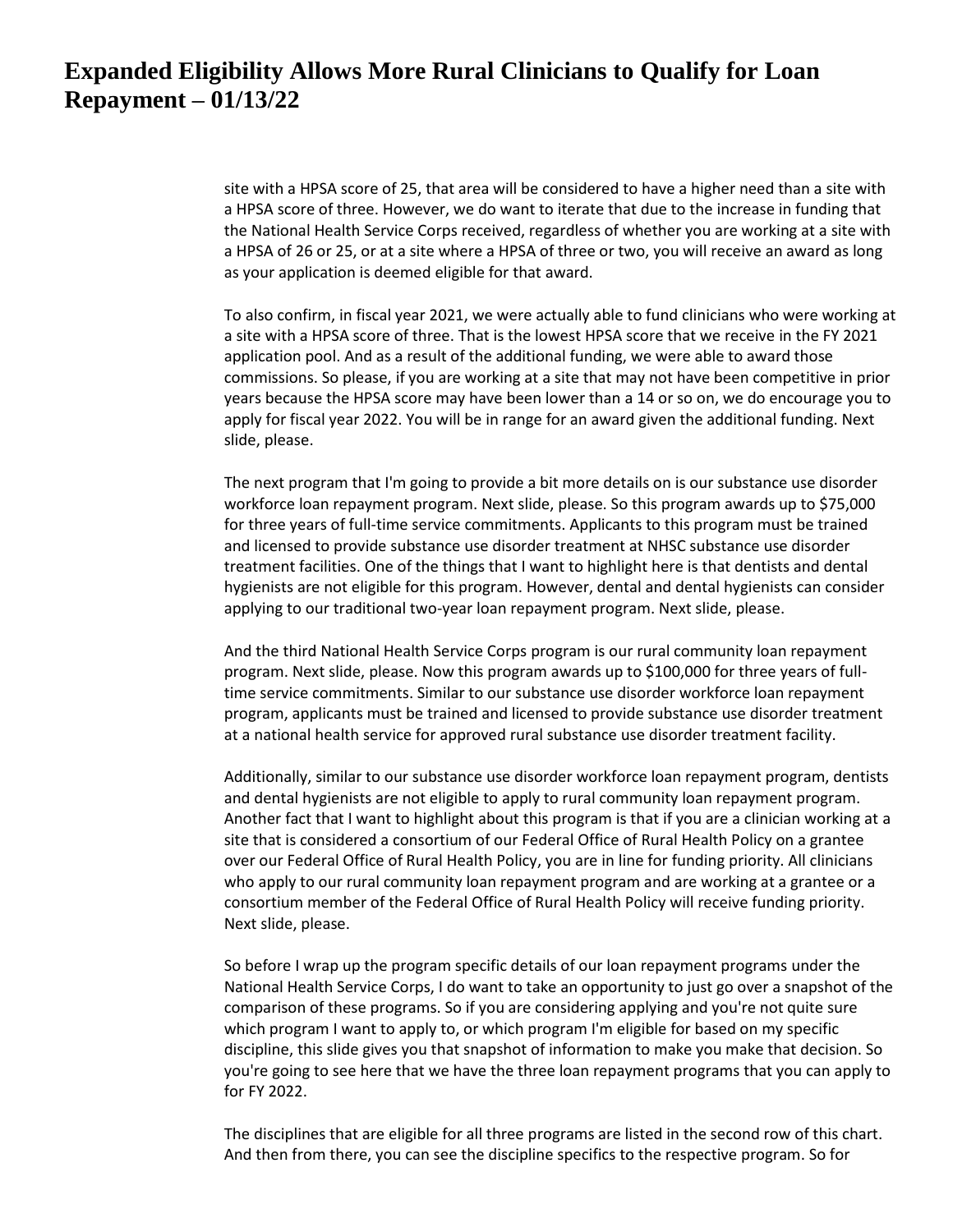site with a HPSA score of 25, that area will be considered to have a higher need than a site with a HPSA score of three. However, we do want to iterate that due to the increase in funding that the National Health Service Corps received, regardless of whether you are working at a site with a HPSA of 26 or 25, or at a site where a HPSA of three or two, you will receive an award as long as your application is deemed eligible for that award.

To also confirm, in fiscal year 2021, we were actually able to fund clinicians who were working at a site with a HPSA score of three. That is the lowest HPSA score that we receive in the FY 2021 application pool. And as a result of the additional funding, we were able to award those commissions. So please, if you are working at a site that may not have been competitive in prior years because the HPSA score may have been lower than a 14 or so on, we do encourage you to apply for fiscal year 2022. You will be in range for an award given the additional funding. Next slide, please.

The next program that I'm going to provide a bit more details on is our substance use disorder workforce loan repayment program. Next slide, please. So this program awards up to $75,000 for three years of full-time service commitments. Applicants to this program must be trained and licensed to provide substance use disorder treatment at NHSC substance use disorder treatment facilities. One of the things that I want to highlight here is that dentists and dental hygienists are not eligible for this program. However, dental and dental hygienists can consider applying to our traditional two-year loan repayment program. Next slide, please.

And the third National Health Service Corps program is our rural community loan repayment program. Next slide, please. Now this program awards up to $100,000 for three years of full-time service commitments. Similar to our substance use disorder workforce loan repayment program, applicants must be trained and licensed to provide substance use disorder treatment at a national health service for approved rural substance use disorder treatment facility.

Additionally, similar to our substance use disorder workforce loan repayment program, dentists and dental hygienists are not eligible to apply to rural community loan repayment program. Another fact that I want to highlight about this program is that if you are a clinician working at a site that is considered a consortium of our Federal Office of Rural Health Policy on a grantee over our Federal Office of Rural Health Policy, you are in line for funding priority. All clinicians who apply to our rural community loan repayment program and are working at a grantee or a consortium member of the Federal Office of Rural Health Policy will receive funding priority. Next slide, please.

So before I wrap up the program specific details of our loan repayment programs under the National Health Service Corps, I do want to take an opportunity to just go over a snapshot of the comparison of these programs. So if you are considering applying and you're not quite sure which program I want to apply to, or which program I'm eligible for based on my specific discipline, this slide gives you that snapshot of information to make you make that decision. So you're going to see here that we have the three loan repayment programs that you can apply to for FY 2022.

The disciplines that are eligible for all three programs are listed in the second row of this chart. And then from there, you can see the discipline specifics to the respective program. So for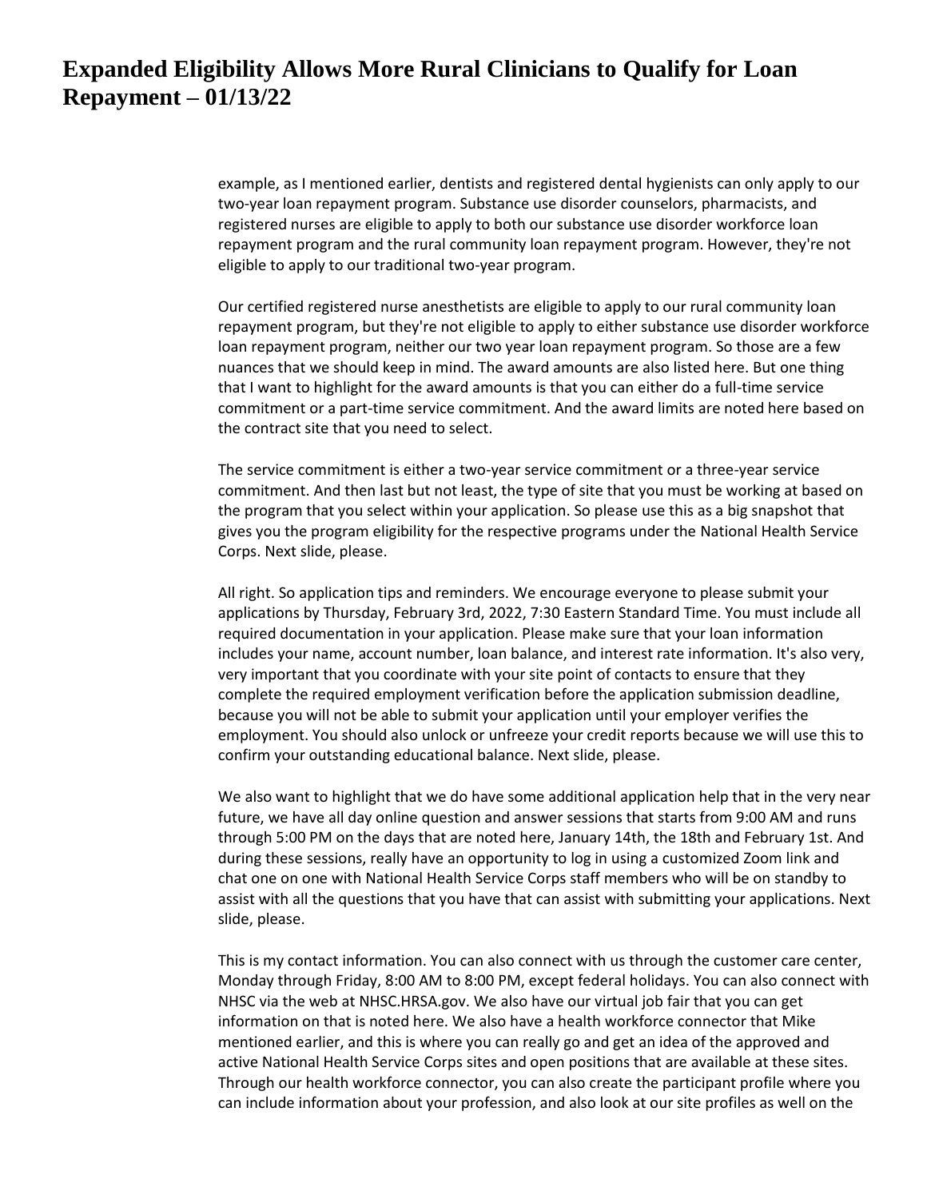example, as I mentioned earlier, dentists and registered dental hygienists can only apply to our two-year loan repayment program. Substance use disorder counselors, pharmacists, and registered nurses are eligible to apply to both our substance use disorder workforce loan repayment program and the rural community loan repayment program. However, they're not eligible to apply to our traditional two-year program.

Our certified registered nurse anesthetists are eligible to apply to our rural community loan repayment program, but they're not eligible to apply to either substance use disorder workforce loan repayment program, neither our two year loan repayment program. So those are a few nuances that we should keep in mind. The award amounts are also listed here. But one thing that I want to highlight for the award amounts is that you can either do a full-time service commitment or a part-time service commitment. And the award limits are noted here based on the contract site that you need to select.

The service commitment is either a two-year service commitment or a three-year service commitment. And then last but not least, the type of site that you must be working at based on the program that you select within your application. So please use this as a big snapshot that gives you the program eligibility for the respective programs under the National Health Service Corps. Next slide, please.

All right. So application tips and reminders. We encourage everyone to please submit your applications by Thursday, February 3rd, 2022, 7:30 Eastern Standard Time. You must include all required documentation in your application. Please make sure that your loan information includes your name, account number, loan balance, and interest rate information. It's also very, very important that you coordinate with your site point of contacts to ensure that they complete the required employment verification before the application submission deadline, because you will not be able to submit your application until your employer verifies the employment. You should also unlock or unfreeze your credit reports because we will use this to confirm your outstanding educational balance. Next slide, please.

We also want to highlight that we do have some additional application help that in the very near future, we have all day online question and answer sessions that starts from 9:00 AM and runs through 5:00 PM on the days that are noted here, January 14th, the 18th and February 1st. And during these sessions, really have an opportunity to log in using a customized Zoom link and chat one on one with National Health Service Corps staff members who will be on standby to assist with all the questions that you have that can assist with submitting your applications. Next slide, please.

This is my contact information. You can also connect with us through the customer care center, Monday through Friday, 8:00 AM to 8:00 PM, except federal holidays. You can also connect with NHSC via the web at NHSC.HRSA.gov. We also have our virtual job fair that you can get information on that is noted here. We also have a health workforce connector that Mike mentioned earlier, and this is where you can really go and get an idea of the approved and active National Health Service Corps sites and open positions that are available at these sites. Through our health workforce connector, you can also create the participant profile where you can include information about your profession, and also look at our site profiles as well on the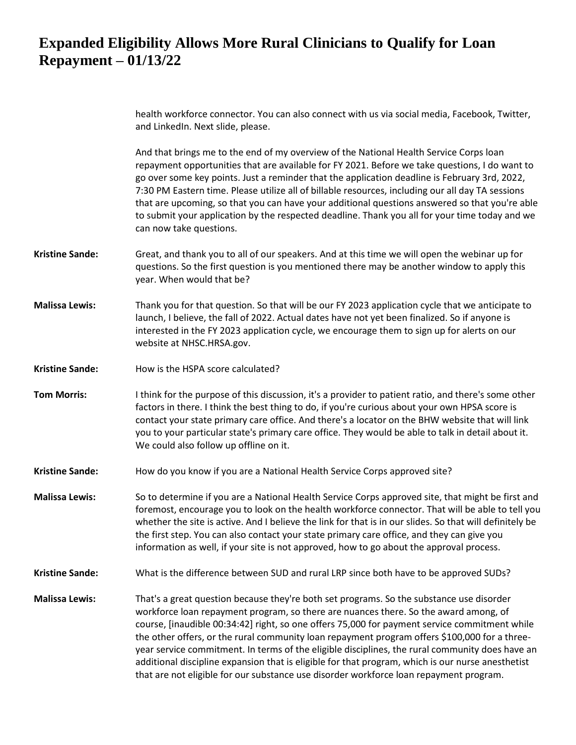health workforce connector. You can also connect with us via social media, Facebook, Twitter, and LinkedIn. Next slide, please.

And that brings me to the end of my overview of the National Health Service Corps loan repayment opportunities that are available for FY 2021. Before we take questions, I do want to go over some key points. Just a reminder that the application deadline is February 3rd, 2022, 7:30 PM Eastern time. Please utilize all of billable resources, including our all day TA sessions that are upcoming, so that you can have your additional questions answered so that you're able to submit your application by the respected deadline. Thank you all for your time today and we can now take questions.

**Kristine Sande:** Great, and thank you to all of our speakers. And at this time we will open the webinar up for questions. So the first question is you mentioned there may be another window to apply this year. When would that be?

**Malissa Lewis:** Thank you for that question. So that will be our FY 2023 application cycle that we anticipate to launch, I believe, the fall of 2022. Actual dates have not yet been finalized. So if anyone is interested in the FY 2023 application cycle, we encourage them to sign up for alerts on our website at NHSC.HRSA.gov.

**Kristine Sande:** How is the HSPA score calculated?

**Tom Morris:** I think for the purpose of this discussion, it's a provider to patient ratio, and there's some other factors in there. I think the best thing to do, if you're curious about your own HPSA score is contact your state primary care office. And there's a locator on the BHW website that will link you to your particular state's primary care office. They would be able to talk in detail about it. We could also follow up offline on it.

**Kristine Sande:** How do you know if you are a National Health Service Corps approved site?

**Malissa Lewis:** So to determine if you are a National Health Service Corps approved site, that might be first and foremost, encourage you to look on the health workforce connector. That will be able to tell you whether the site is active. And I believe the link for that is in our slides. So that will definitely be the first step. You can also contact your state primary care office, and they can give you information as well, if your site is not approved, how to go about the approval process.

**Kristine Sande:** What is the difference between SUD and rural LRP since both have to be approved SUDs?

**Malissa Lewis:** That's a great question because they're both set programs. So the substance use disorder workforce loan repayment program, so there are nuances there. So the award among, of course, [inaudible 00:34:42] right, so one offers 75,000 for payment service commitment while the other offers, or the rural community loan repayment program offers $100,000 for a three-year service commitment. In terms of the eligible disciplines, the rural community does have an additional discipline expansion that is eligible for that program, which is our nurse anesthetist that are not eligible for our substance use disorder workforce loan repayment program.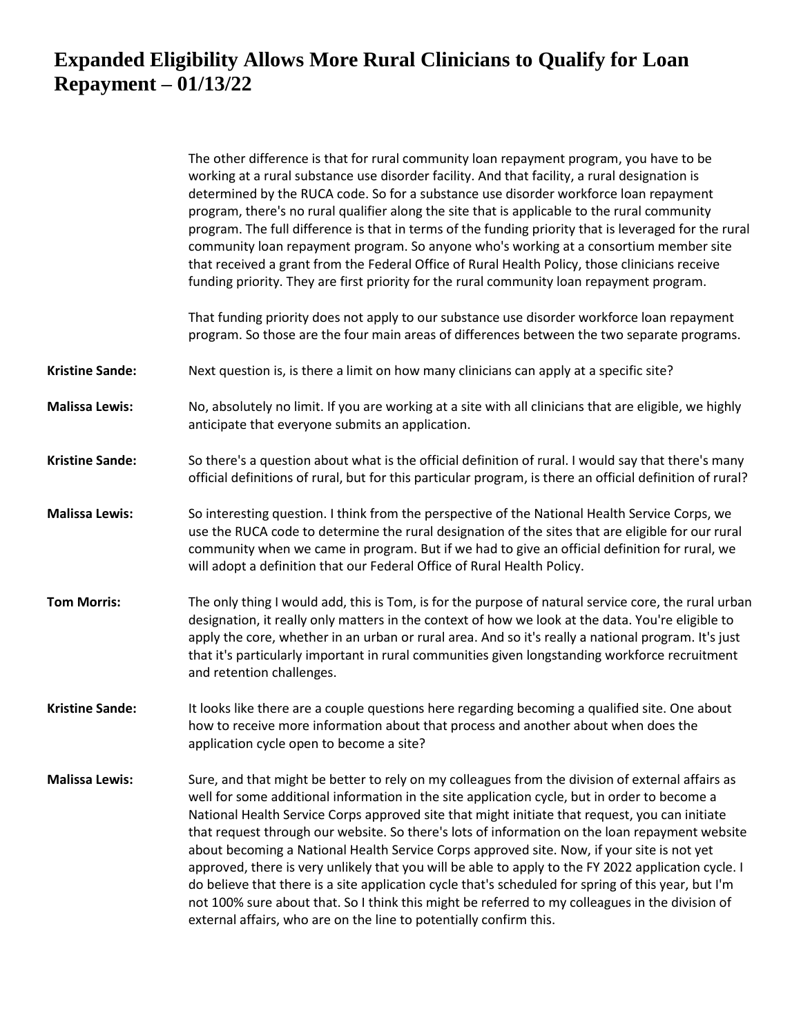The other difference is that for rural community loan repayment program, you have to be working at a rural substance use disorder facility. And that facility, a rural designation is determined by the RUCA code. So for a substance use disorder workforce loan repayment program, there's no rural qualifier along the site that is applicable to the rural community program. The full difference is that in terms of the funding priority that is leveraged for the rural community loan repayment program. So anyone who's working at a consortium member site that received a grant from the Federal Office of Rural Health Policy, those clinicians receive funding priority. They are first priority for the rural community loan repayment program.

That funding priority does not apply to our substance use disorder workforce loan repayment program. So those are the four main areas of differences between the two separate programs.

**Kristine Sande:** Next question is, is there a limit on how many clinicians can apply at a specific site?

**Malissa Lewis:** No, absolutely no limit. If you are working at a site with all clinicians that are eligible, we highly anticipate that everyone submits an application.

**Kristine Sande:** So there's a question about what is the official definition of rural. I would say that there's many official definitions of rural, but for this particular program, is there an official definition of rural?

**Malissa Lewis:** So interesting question. I think from the perspective of the National Health Service Corps, we use the RUCA code to determine the rural designation of the sites that are eligible for our rural community when we came in program. But if we had to give an official definition for rural, we will adopt a definition that our Federal Office of Rural Health Policy.

**Tom Morris:** The only thing I would add, this is Tom, is for the purpose of natural service core, the rural urban designation, it really only matters in the context of how we look at the data. You're eligible to apply the core, whether in an urban or rural area. And so it's really a national program. It's just that it's particularly important in rural communities given longstanding workforce recruitment and retention challenges.

**Kristine Sande:** It looks like there are a couple questions here regarding becoming a qualified site. One about how to receive more information about that process and another about when does the application cycle open to become a site?

**Malissa Lewis:** Sure, and that might be better to rely on my colleagues from the division of external affairs as well for some additional information in the site application cycle, but in order to become a National Health Service Corps approved site that might initiate that request, you can initiate that request through our website. So there's lots of information on the loan repayment website about becoming a National Health Service Corps approved site. Now, if your site is not yet approved, there is very unlikely that you will be able to apply to the FY 2022 application cycle. I do believe that there is a site application cycle that's scheduled for spring of this year, but I'm not 100% sure about that. So I think this might be referred to my colleagues in the division of external affairs, who are on the line to potentially confirm this.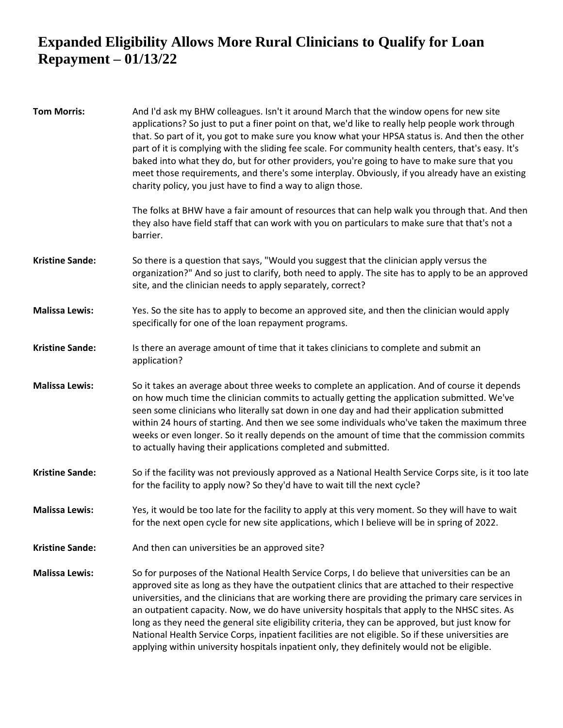# Expanded Eligibility Allows More Rural Clinicians to Qualify for Loan Repayment – 01/13/22

**Tom Morris:** And I'd ask my BHW colleagues. Isn't it around March that the window opens for new site applications? So just to put a finer point on that, we'd like to really help people work through that. So part of it, you got to make sure you know what your HPSA status is. And then the other part of it is complying with the sliding fee scale. For community health centers, that's easy. It's baked into what they do, but for other providers, you're going to have to make sure that you meet those requirements, and there's some interplay. Obviously, if you already have an existing charity policy, you just have to find a way to align those.

The folks at BHW have a fair amount of resources that can help walk you through that. And then they also have field staff that can work with you on particulars to make sure that that's not a barrier.

**Kristine Sande:** So there is a question that says, "Would you suggest that the clinician apply versus the organization?" And so just to clarify, both need to apply. The site has to apply to be an approved site, and the clinician needs to apply separately, correct?

**Malissa Lewis:** Yes. So the site has to apply to become an approved site, and then the clinician would apply specifically for one of the loan repayment programs.

**Kristine Sande:** Is there an average amount of time that it takes clinicians to complete and submit an application?

**Malissa Lewis:** So it takes an average about three weeks to complete an application. And of course it depends on how much time the clinician commits to actually getting the application submitted. We've seen some clinicians who literally sat down in one day and had their application submitted within 24 hours of starting. And then we see some individuals who've taken the maximum three weeks or even longer. So it really depends on the amount of time that the commission commits to actually having their applications completed and submitted.

**Kristine Sande:** So if the facility was not previously approved as a National Health Service Corps site, is it too late for the facility to apply now? So they'd have to wait till the next cycle?

**Malissa Lewis:** Yes, it would be too late for the facility to apply at this very moment. So they will have to wait for the next open cycle for new site applications, which I believe will be in spring of 2022.

**Kristine Sande:** And then can universities be an approved site?

**Malissa Lewis:** So for purposes of the National Health Service Corps, I do believe that universities can be an approved site as long as they have the outpatient clinics that are attached to their respective universities, and the clinicians that are working there are providing the primary care services in an outpatient capacity. Now, we do have university hospitals that apply to the NHSC sites. As long as they need the general site eligibility criteria, they can be approved, but just know for National Health Service Corps, inpatient facilities are not eligible. So if these universities are applying within university hospitals inpatient only, they definitely would not be eligible.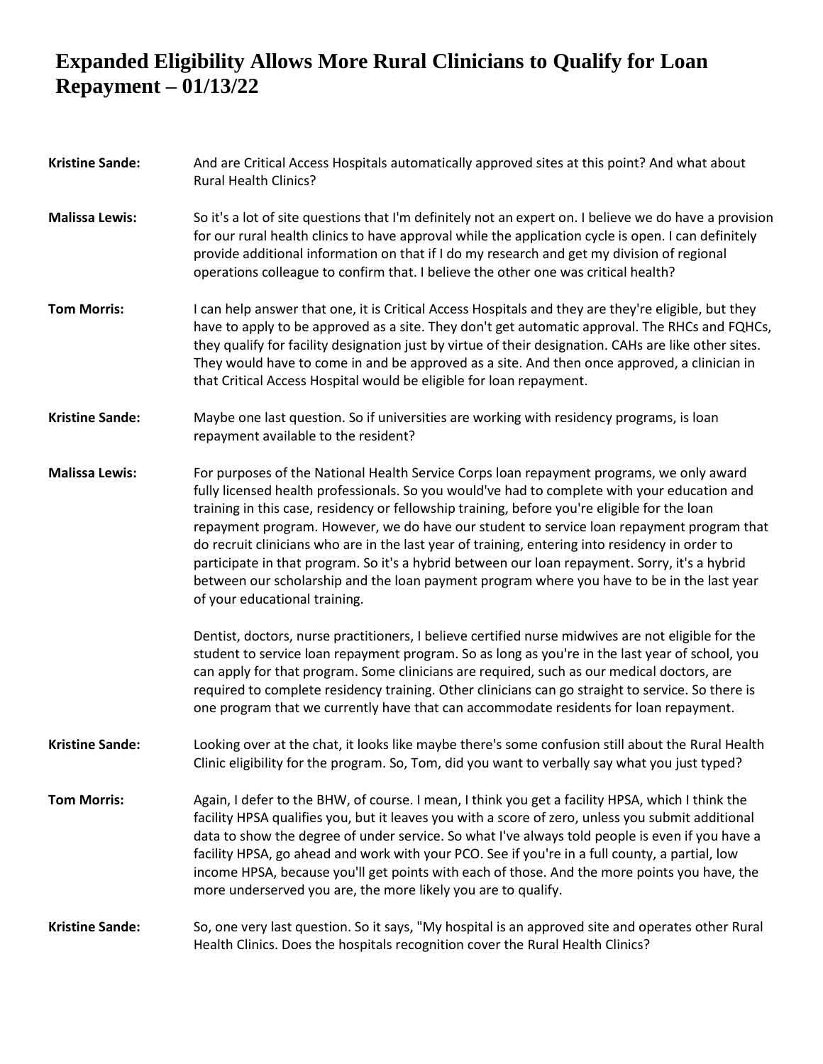# Expanded Eligibility Allows More Rural Clinicians to Qualify for Loan Repayment – 01/13/22

**Kristine Sande:** And are Critical Access Hospitals automatically approved sites at this point? And what about Rural Health Clinics?

**Malissa Lewis:** So it's a lot of site questions that I'm definitely not an expert on. I believe we do have a provision for our rural health clinics to have approval while the application cycle is open. I can definitely provide additional information on that if I do my research and get my division of regional operations colleague to confirm that. I believe the other one was critical health?

**Tom Morris:** I can help answer that one, it is Critical Access Hospitals and they are they're eligible, but they have to apply to be approved as a site. They don't get automatic approval. The RHCs and FQHCs, they qualify for facility designation just by virtue of their designation. CAHs are like other sites. They would have to come in and be approved as a site. And then once approved, a clinician in that Critical Access Hospital would be eligible for loan repayment.

**Kristine Sande:** Maybe one last question. So if universities are working with residency programs, is loan repayment available to the resident?

**Malissa Lewis:** For purposes of the National Health Service Corps loan repayment programs, we only award fully licensed health professionals. So you would've had to complete with your education and training in this case, residency or fellowship training, before you're eligible for the loan repayment program. However, we do have our student to service loan repayment program that do recruit clinicians who are in the last year of training, entering into residency in order to participate in that program. So it's a hybrid between our loan repayment. Sorry, it's a hybrid between our scholarship and the loan payment program where you have to be in the last year of your educational training.

Dentist, doctors, nurse practitioners, I believe certified nurse midwives are not eligible for the student to service loan repayment program. So as long as you're in the last year of school, you can apply for that program. Some clinicians are required, such as our medical doctors, are required to complete residency training. Other clinicians can go straight to service. So there is one program that we currently have that can accommodate residents for loan repayment.

**Kristine Sande:** Looking over at the chat, it looks like maybe there's some confusion still about the Rural Health Clinic eligibility for the program. So, Tom, did you want to verbally say what you just typed?

**Tom Morris:** Again, I defer to the BHW, of course. I mean, I think you get a facility HPSA, which I think the facility HPSA qualifies you, but it leaves you with a score of zero, unless you submit additional data to show the degree of under service. So what I've always told people is even if you have a facility HPSA, go ahead and work with your PCO. See if you're in a full county, a partial, low income HPSA, because you'll get points with each of those. And the more points you have, the more underserved you are, the more likely you are to qualify.

**Kristine Sande:** So, one very last question. So it says, "My hospital is an approved site and operates other Rural Health Clinics. Does the hospitals recognition cover the Rural Health Clinics?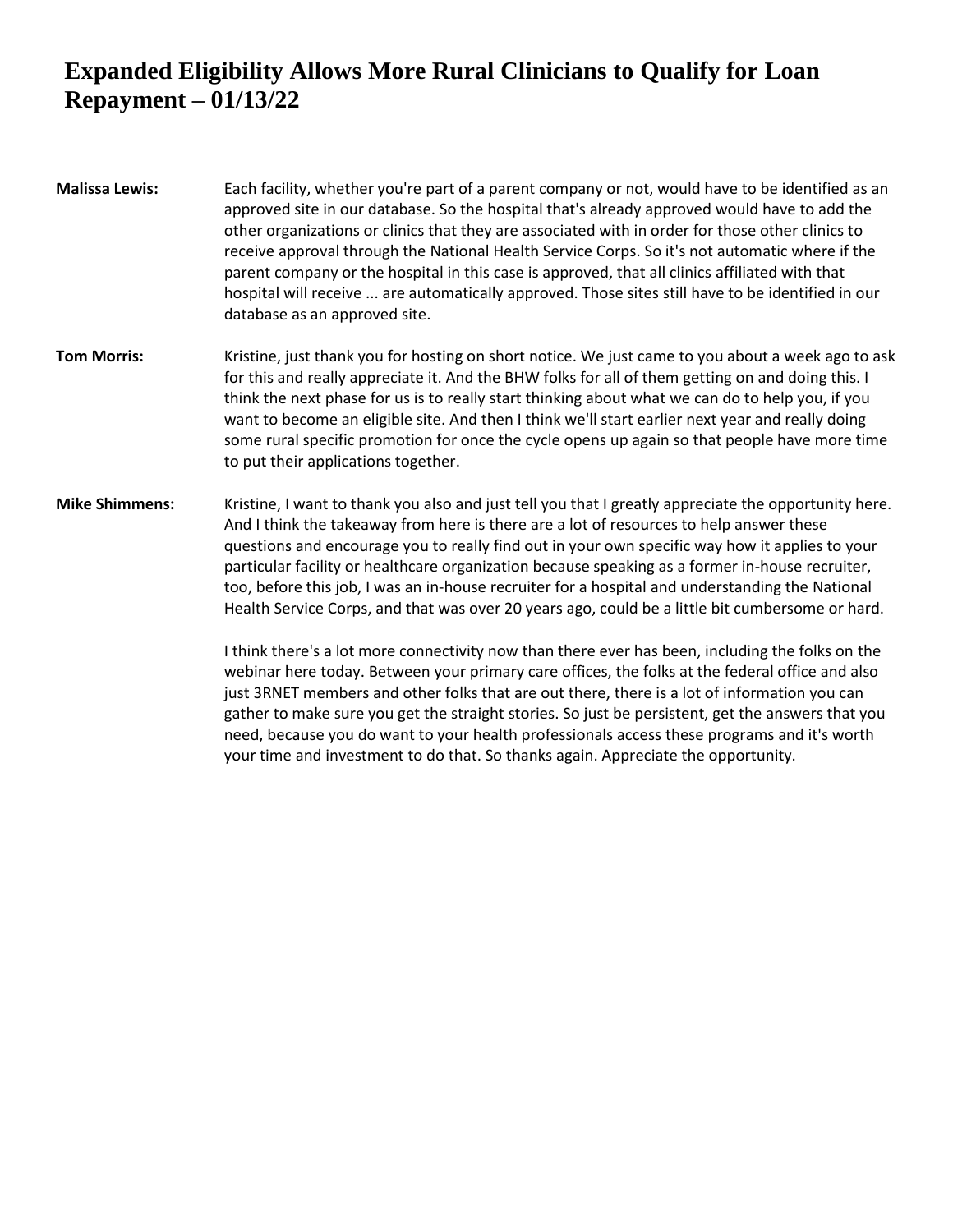# Expanded Eligibility Allows More Rural Clinicians to Qualify for Loan Repayment – 01/13/22

**Malissa Lewis:** Each facility, whether you're part of a parent company or not, would have to be identified as an approved site in our database. So the hospital that's already approved would have to add the other organizations or clinics that they are associated with in order for those other clinics to receive approval through the National Health Service Corps. So it's not automatic where if the parent company or the hospital in this case is approved, that all clinics affiliated with that hospital will receive ... are automatically approved. Those sites still have to be identified in our database as an approved site.

**Tom Morris:** Kristine, just thank you for hosting on short notice. We just came to you about a week ago to ask for this and really appreciate it. And the BHW folks for all of them getting on and doing this. I think the next phase for us is to really start thinking about what we can do to help you, if you want to become an eligible site. And then I think we'll start earlier next year and really doing some rural specific promotion for once the cycle opens up again so that people have more time to put their applications together.

**Mike Shimmens:** Kristine, I want to thank you also and just tell you that I greatly appreciate the opportunity here. And I think the takeaway from here is there are a lot of resources to help answer these questions and encourage you to really find out in your own specific way how it applies to your particular facility or healthcare organization because speaking as a former in-house recruiter, too, before this job, I was an in-house recruiter for a hospital and understanding the National Health Service Corps, and that was over 20 years ago, could be a little bit cumbersome or hard.

I think there's a lot more connectivity now than there ever has been, including the folks on the webinar here today. Between your primary care offices, the folks at the federal office and also just 3RNET members and other folks that are out there, there is a lot of information you can gather to make sure you get the straight stories. So just be persistent, get the answers that you need, because you do want to your health professionals access these programs and it's worth your time and investment to do that. So thanks again. Appreciate the opportunity.